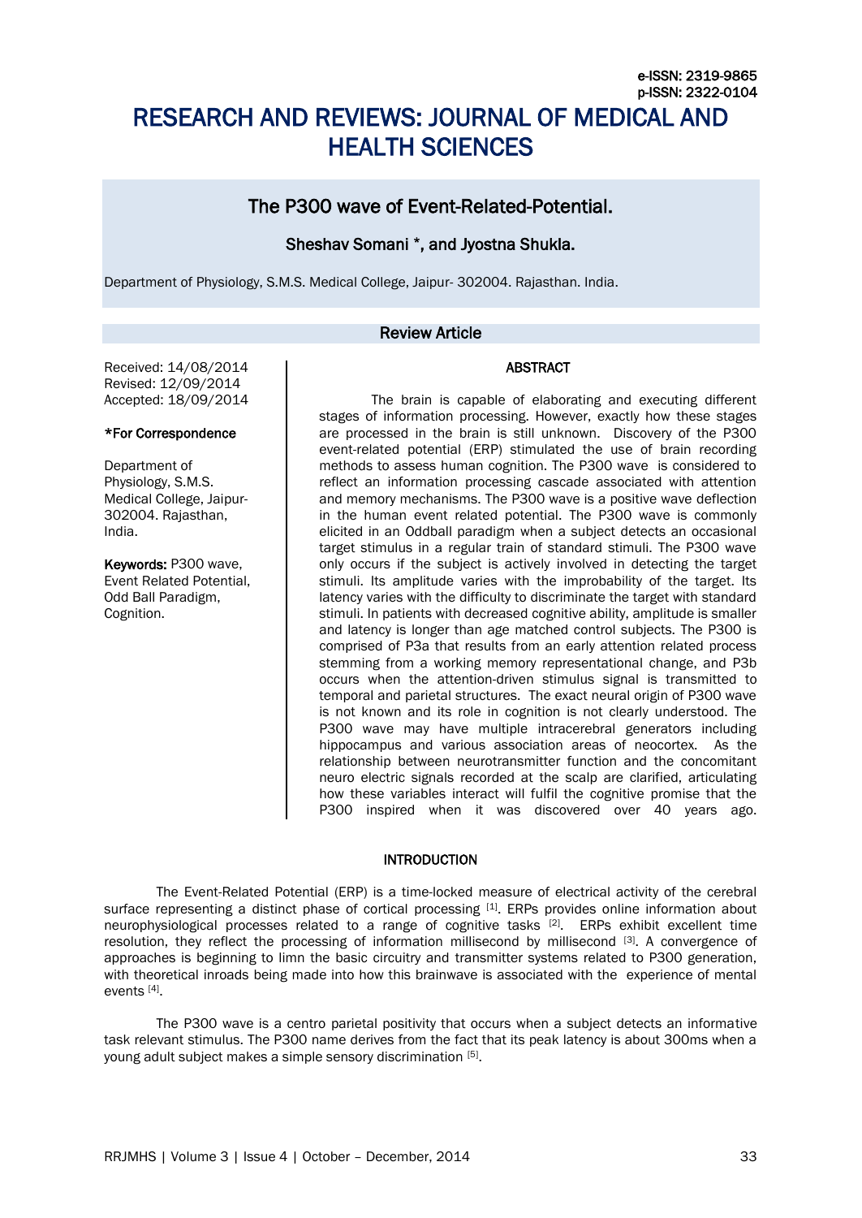e-ISSN: 2319-9865
p-ISSN: 2322-0104

# RESEARCH AND REVIEWS: JOURNAL OF MEDICAL AND HEALTH SCIENCES

## The P300 wave of Event-Related-Potential.

### Sheshav Somani *, and Jyostna Shukla.

Department of Physiology, S.M.S. Medical College, Jaipur- 302004. Rajasthan. India.

### Review Article

Received: 14/08/2014
Revised: 12/09/2014
Accepted: 18/09/2014

**\*For Correspondence**

Department of Physiology, S.M.S. Medical College, Jaipur-302004. Rajasthan, India.

**Keywords:** P300 wave, Event Related Potential, Odd Ball Paradigm, Cognition.

### ABSTRACT

The brain is capable of elaborating and executing different stages of information processing. However, exactly how these stages are processed in the brain is still unknown. Discovery of the P300 event-related potential (ERP) stimulated the use of brain recording methods to assess human cognition. The P300 wave is considered to reflect an information processing cascade associated with attention and memory mechanisms. The P300 wave is a positive wave deflection in the human event related potential. The P300 wave is commonly elicited in an Oddball paradigm when a subject detects an occasional target stimulus in a regular train of standard stimuli. The P300 wave only occurs if the subject is actively involved in detecting the target stimuli. Its amplitude varies with the improbability of the target. Its latency varies with the difficulty to discriminate the target with standard stimuli. In patients with decreased cognitive ability, amplitude is smaller and latency is longer than age matched control subjects. The P300 is comprised of P3a that results from an early attention related process stemming from a working memory representational change, and P3b occurs when the attention-driven stimulus signal is transmitted to temporal and parietal structures. The exact neural origin of P300 wave is not known and its role in cognition is not clearly understood. The P300 wave may have multiple intracerebral generators including hippocampus and various association areas of neocortex. As the relationship between neurotransmitter function and the concomitant neuro electric signals recorded at the scalp are clarified, articulating how these variables interact will fulfil the cognitive promise that the P300 inspired when it was discovered over 40 years ago.

### INTRODUCTION

The Event-Related Potential (ERP) is a time-locked measure of electrical activity of the cerebral surface representing a distinct phase of cortical processing [1]. ERPs provides online information about neurophysiological processes related to a range of cognitive tasks [2]. ERPs exhibit excellent time resolution, they reflect the processing of information millisecond by millisecond [3]. A convergence of approaches is beginning to limn the basic circuitry and transmitter systems related to P300 generation, with theoretical inroads being made into how this brainwave is associated with the experience of mental events [4].

The P300 wave is a centro parietal positivity that occurs when a subject detects an informative task relevant stimulus. The P300 name derives from the fact that its peak latency is about 300ms when a young adult subject makes a simple sensory discrimination [5].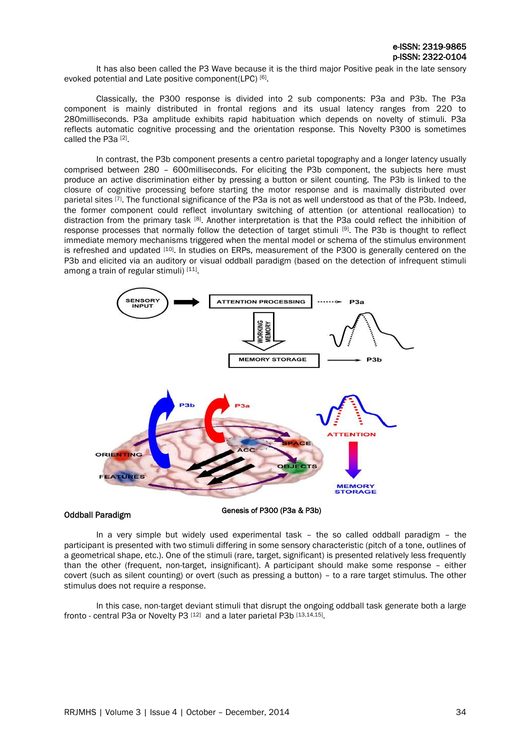It has also been called the P3 Wave because it is the third major Positive peak in the late sensory evoked potential and Late positive component(LPC) [6].

Classically, the P300 response is divided into 2 sub components: P3a and P3b. The P3a component is mainly distributed in frontal regions and its usual latency ranges from 220 to 280milliseconds. P3a amplitude exhibits rapid habituation which depends on novelty of stimuli. P3a reflects automatic cognitive processing and the orientation response. This Novelty P300 is sometimes called the P3a [2].

In contrast, the P3b component presents a centro parietal topography and a longer latency usually comprised between 280 – 600milliseconds. For eliciting the P3b component, the subjects here must produce an active discrimination either by pressing a button or silent counting. The P3b is linked to the closure of cognitive processing before starting the motor response and is maximally distributed over parietal sites [7]. The functional significance of the P3a is not as well understood as that of the P3b. Indeed, the former component could reflect involuntary switching of attention (or attentional reallocation) to distraction from the primary task [8]. Another interpretation is that the P3a could reflect the inhibition of response processes that normally follow the detection of target stimuli [9]. The P3b is thought to reflect immediate memory mechanisms triggered when the mental model or schema of the stimulus environment is refreshed and updated [10]. In studies on ERPs, measurement of the P300 is generally centered on the P3b and elicited via an auditory or visual oddball paradigm (based on the detection of infrequent stimuli among a train of regular stimuli) [11].

SENSORY INPUT

ATTENTION PROCESSING

P3a

WORKING MEMORY

MEMORY STORAGE

P3b

P3b

P3a

ATTENTION

ORIENTING

ACC

SPACE

OBJECTS

FEATURES

MEMORY STORAGE

Genesis of P300 (P3a & P3b)

## Oddball Paradigm

In a very simple but widely used experimental task – the so called oddball paradigm – the participant is presented with two stimuli differing in some sensory characteristic (pitch of a tone, outlines of a geometrical shape, etc.). One of the stimuli (rare, target, significant) is presented relatively less frequently than the other (frequent, non-target, insignificant). A participant should make some response – either covert (such as silent counting) or overt (such as pressing a button) – to a rare target stimulus. The other stimulus does not require a response.

In this case, non-target deviant stimuli that disrupt the ongoing oddball task generate both a large fronto - central P3a or Novelty P3 [12] and a later parietal P3b [13,14,15].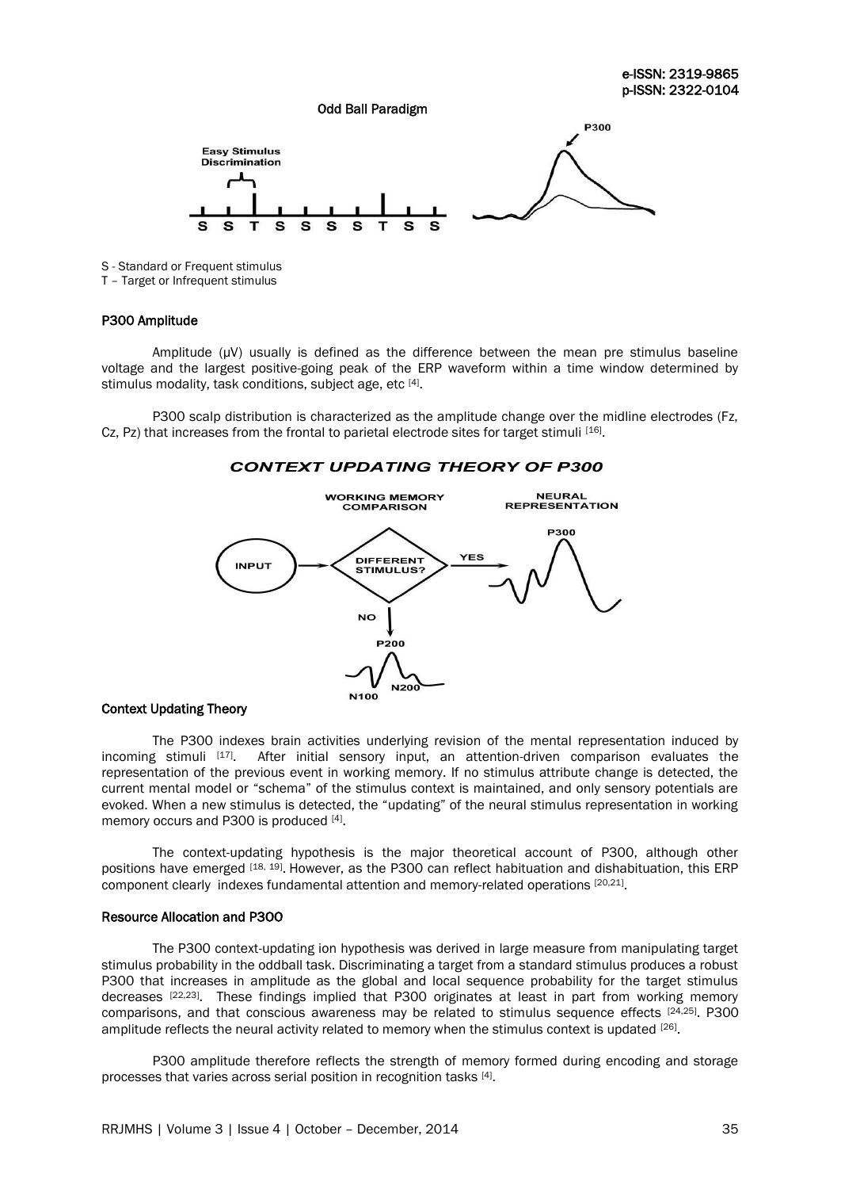Odd Ball Paradigm

Easy Stimulus Discrimination

S S T S S S S T S S

P300

S - Standard or Frequent stimulus
T – Target or Infrequent stimulus

### P300 Amplitude

Amplitude (μV) usually is defined as the difference between the mean pre stimulus baseline voltage and the largest positive-going peak of the ERP waveform within a time window determined by stimulus modality, task conditions, subject age, etc [4].

P300 scalp distribution is characterized as the amplitude change over the midline electrodes (Fz, Cz, Pz) that increases from the frontal to parietal electrode sites for target stimuli [16].

***CONTEXT UPDATING THEORY OF P300***

WORKING MEMORY COMPARISON

NEURAL REPRESENTATION

INPUT

DIFFERENT STIMULUS?

YES

P300

NO

P200

N100

N200

### Context Updating Theory

The P300 indexes brain activities underlying revision of the mental representation induced by incoming stimuli [17]. After initial sensory input, an attention-driven comparison evaluates the representation of the previous event in working memory. If no stimulus attribute change is detected, the current mental model or "schema" of the stimulus context is maintained, and only sensory potentials are evoked. When a new stimulus is detected, the "updating" of the neural stimulus representation in working memory occurs and P300 is produced [4].

The context-updating hypothesis is the major theoretical account of P300, although other positions have emerged [18, 19]. However, as the P300 can reflect habituation and dishabituation, this ERP component clearly indexes fundamental attention and memory-related operations [20,21].

### Resource Allocation and P3OO

The P300 context-updating ion hypothesis was derived in large measure from manipulating target stimulus probability in the oddball task. Discriminating a target from a standard stimulus produces a robust P300 that increases in amplitude as the global and local sequence probability for the target stimulus decreases [22,23]. These findings implied that P300 originates at least in part from working memory comparisons, and that conscious awareness may be related to stimulus sequence effects [24,25]. P300 amplitude reflects the neural activity related to memory when the stimulus context is updated [26].

P300 amplitude therefore reflects the strength of memory formed during encoding and storage processes that varies across serial position in recognition tasks [4].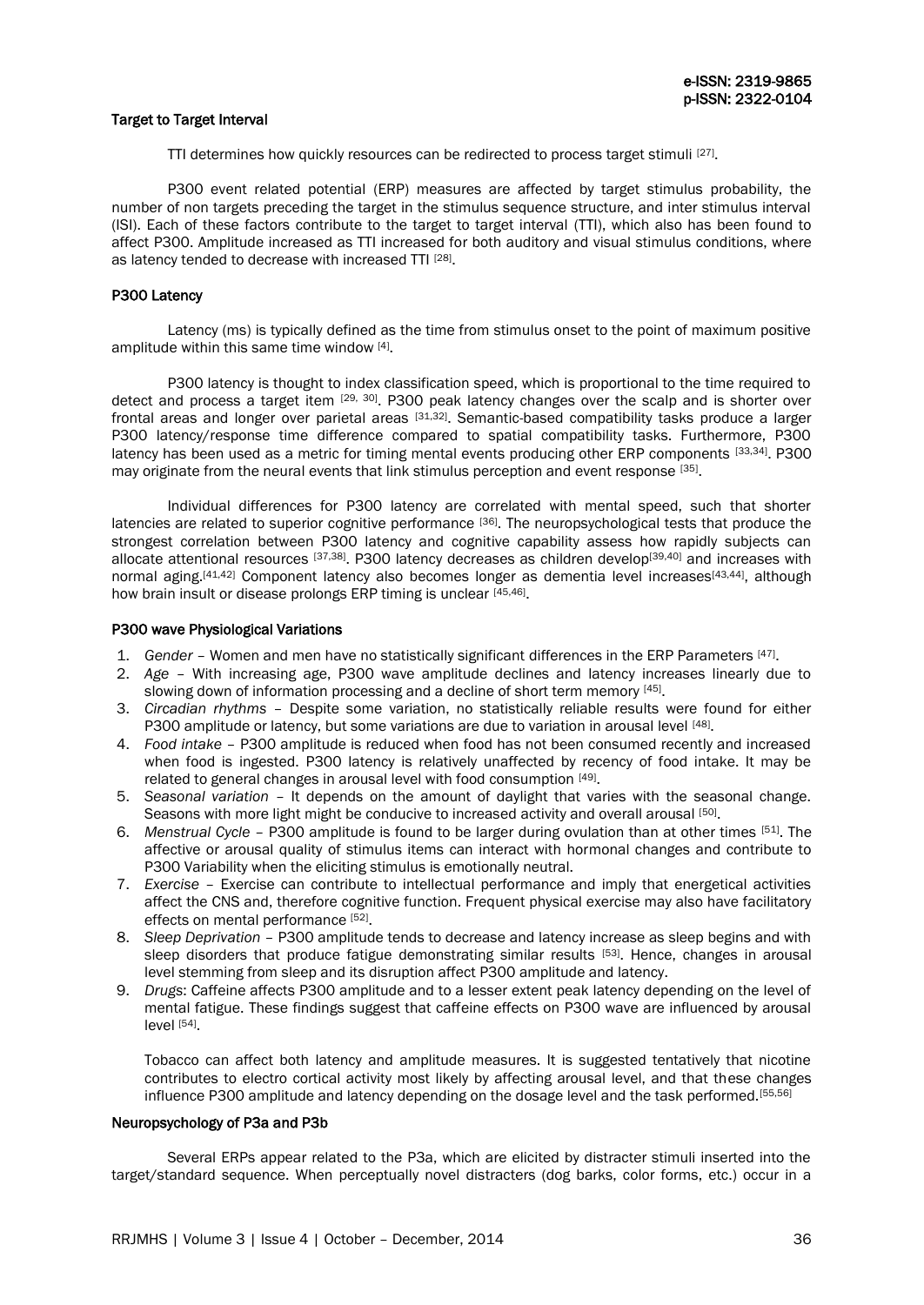### Target to Target Interval

TTI determines how quickly resources can be redirected to process target stimuli [27].

P300 event related potential (ERP) measures are affected by target stimulus probability, the number of non targets preceding the target in the stimulus sequence structure, and inter stimulus interval (ISI). Each of these factors contribute to the target to target interval (TTI), which also has been found to affect P300. Amplitude increased as TTI increased for both auditory and visual stimulus conditions, where as latency tended to decrease with increased TTI [28].

### P300 Latency

Latency (ms) is typically defined as the time from stimulus onset to the point of maximum positive amplitude within this same time window [4].

P300 latency is thought to index classification speed, which is proportional to the time required to detect and process a target item [29, 30]. P300 peak latency changes over the scalp and is shorter over frontal areas and longer over parietal areas [31,32]. Semantic-based compatibility tasks produce a larger P300 latency/response time difference compared to spatial compatibility tasks. Furthermore, P300 latency has been used as a metric for timing mental events producing other ERP components [33,34]. P300 may originate from the neural events that link stimulus perception and event response [35].

Individual differences for P300 latency are correlated with mental speed, such that shorter latencies are related to superior cognitive performance [36]. The neuropsychological tests that produce the strongest correlation between P300 latency and cognitive capability assess how rapidly subjects can allocate attentional resources [37,38]. P300 latency decreases as children develop[39,40] and increases with normal aging.[41,42] Component latency also becomes longer as dementia level increases[43,44], although how brain insult or disease prolongs ERP timing is unclear [45,46].

### P300 wave Physiological Variations

1. *Gender* – Women and men have no statistically significant differences in the ERP Parameters [47].
2. *Age* – With increasing age, P300 wave amplitude declines and latency increases linearly due to slowing down of information processing and a decline of short term memory [45].
3. *Circadian rhythms* – Despite some variation, no statistically reliable results were found for either P300 amplitude or latency, but some variations are due to variation in arousal level [48].
4. *Food intake* – P300 amplitude is reduced when food has not been consumed recently and increased when food is ingested. P300 latency is relatively unaffected by recency of food intake. It may be related to general changes in arousal level with food consumption [49].
5. *Seasonal variation* – It depends on the amount of daylight that varies with the seasonal change. Seasons with more light might be conducive to increased activity and overall arousal [50].
6. *Menstrual Cycle* – P300 amplitude is found to be larger during ovulation than at other times [51]. The affective or arousal quality of stimulus items can interact with hormonal changes and contribute to P300 Variability when the eliciting stimulus is emotionally neutral.
7. *Exercise* – Exercise can contribute to intellectual performance and imply that energetical activities affect the CNS and, therefore cognitive function. Frequent physical exercise may also have facilitatory effects on mental performance [52].
8. *Sleep Deprivation* – P300 amplitude tends to decrease and latency increase as sleep begins and with sleep disorders that produce fatigue demonstrating similar results [53]. Hence, changes in arousal level stemming from sleep and its disruption affect P300 amplitude and latency.
9. *Drugs*: Caffeine affects P300 amplitude and to a lesser extent peak latency depending on the level of mental fatigue. These findings suggest that caffeine effects on P300 wave are influenced by arousal level [54].

   Tobacco can affect both latency and amplitude measures. It is suggested tentatively that nicotine contributes to electro cortical activity most likely by affecting arousal level, and that these changes influence P300 amplitude and latency depending on the dosage level and the task performed.[55,56]

### Neuropsychology of P3a and P3b

Several ERPs appear related to the P3a, which are elicited by distracter stimuli inserted into the target/standard sequence. When perceptually novel distracters (dog barks, color forms, etc.) occur in a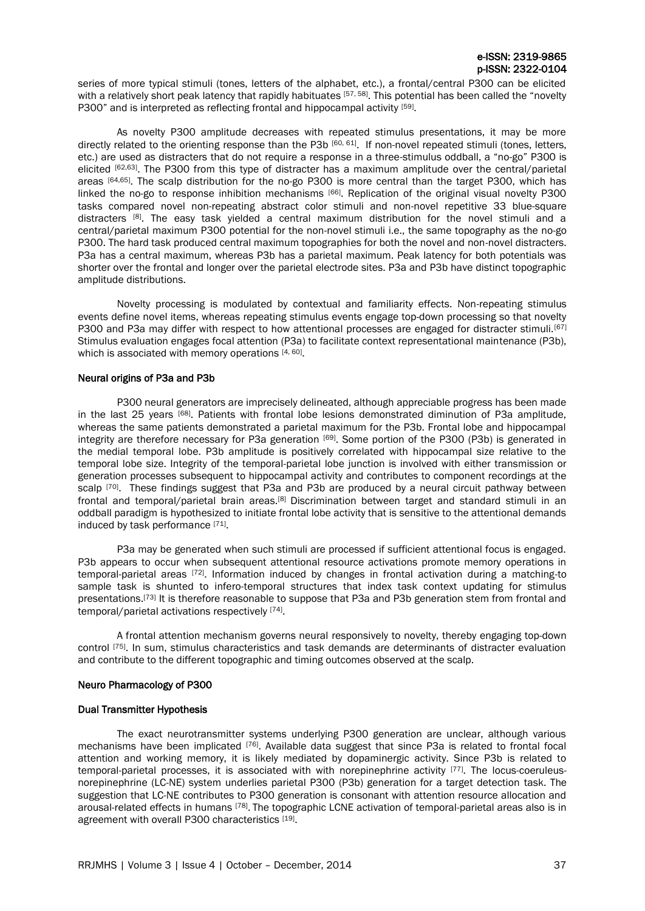series of more typical stimuli (tones, letters of the alphabet, etc.), a frontal/central P300 can be elicited with a relatively short peak latency that rapidly habituates [57, 58]. This potential has been called the "novelty P300" and is interpreted as reflecting frontal and hippocampal activity [59].

As novelty P300 amplitude decreases with repeated stimulus presentations, it may be more directly related to the orienting response than the P3b [60, 61]. If non-novel repeated stimuli (tones, letters, etc.) are used as distracters that do not require a response in a three-stimulus oddball, a "no-go" P300 is elicited [62,63]. The P300 from this type of distracter has a maximum amplitude over the central/parietal areas [64,65]. The scalp distribution for the no-go P300 is more central than the target P300, which has linked the no-go to response inhibition mechanisms [66]. Replication of the original visual novelty P300 tasks compared novel non-repeating abstract color stimuli and non-novel repetitive 33 blue-square distracters [8]. The easy task yielded a central maximum distribution for the novel stimuli and a central/parietal maximum P300 potential for the non-novel stimuli i.e., the same topography as the no-go P300. The hard task produced central maximum topographies for both the novel and non-novel distracters. P3a has a central maximum, whereas P3b has a parietal maximum. Peak latency for both potentials was shorter over the frontal and longer over the parietal electrode sites. P3a and P3b have distinct topographic amplitude distributions.

Novelty processing is modulated by contextual and familiarity effects. Non-repeating stimulus events define novel items, whereas repeating stimulus events engage top-down processing so that novelty P300 and P3a may differ with respect to how attentional processes are engaged for distracter stimuli.[67] Stimulus evaluation engages focal attention (P3a) to facilitate context representational maintenance (P3b), which is associated with memory operations [4, 60].

### Neural origins of P3a and P3b

P300 neural generators are imprecisely delineated, although appreciable progress has been made in the last 25 years [68]. Patients with frontal lobe lesions demonstrated diminution of P3a amplitude, whereas the same patients demonstrated a parietal maximum for the P3b. Frontal lobe and hippocampal integrity are therefore necessary for P3a generation [69]. Some portion of the P300 (P3b) is generated in the medial temporal lobe. P3b amplitude is positively correlated with hippocampal size relative to the temporal lobe size. Integrity of the temporal-parietal lobe junction is involved with either transmission or generation processes subsequent to hippocampal activity and contributes to component recordings at the scalp [70]. These findings suggest that P3a and P3b are produced by a neural circuit pathway between frontal and temporal/parietal brain areas.[8] Discrimination between target and standard stimuli in an oddball paradigm is hypothesized to initiate frontal lobe activity that is sensitive to the attentional demands induced by task performance [71].

P3a may be generated when such stimuli are processed if sufficient attentional focus is engaged. P3b appears to occur when subsequent attentional resource activations promote memory operations in temporal-parietal areas [72]. Information induced by changes in frontal activation during a matching-to sample task is shunted to infero-temporal structures that index task context updating for stimulus presentations.[73] It is therefore reasonable to suppose that P3a and P3b generation stem from frontal and temporal/parietal activations respectively [74].

A frontal attention mechanism governs neural responsively to novelty, thereby engaging top-down control [75]. In sum, stimulus characteristics and task demands are determinants of distracter evaluation and contribute to the different topographic and timing outcomes observed at the scalp.

### Neuro Pharmacology of P300

### Dual Transmitter Hypothesis

The exact neurotransmitter systems underlying P300 generation are unclear, although various mechanisms have been implicated [76]. Available data suggest that since P3a is related to frontal focal attention and working memory, it is likely mediated by dopaminergic activity. Since P3b is related to temporal-parietal processes, it is associated with with norepinephrine activity [77]. The locus-coeruleus-norepinephrine (LC-NE) system underlies parietal P300 (P3b) generation for a target detection task. The suggestion that LC-NE contributes to P300 generation is consonant with attention resource allocation and arousal-related effects in humans [78]. The topographic LCNE activation of temporal-parietal areas also is in agreement with overall P300 characteristics [19].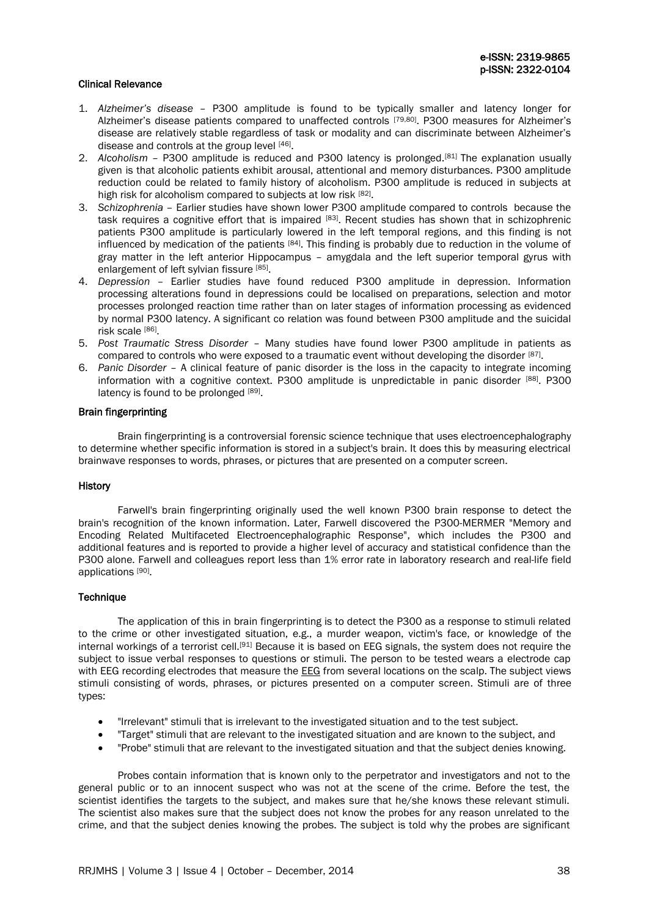## Clinical Relevance

1. *Alzheimer's disease* – P300 amplitude is found to be typically smaller and latency longer for Alzheimer's disease patients compared to unaffected controls [79,80]. P300 measures for Alzheimer's disease are relatively stable regardless of task or modality and can discriminate between Alzheimer's disease and controls at the group level [46].
2. *Alcoholism* – P300 amplitude is reduced and P300 latency is prolonged.[81] The explanation usually given is that alcoholic patients exhibit arousal, attentional and memory disturbances. P300 amplitude reduction could be related to family history of alcoholism. P300 amplitude is reduced in subjects at high risk for alcoholism compared to subjects at low risk [82].
3. *Schizophrenia* – Earlier studies have shown lower P300 amplitude compared to controls because the task requires a cognitive effort that is impaired [83]. Recent studies has shown that in schizophrenic patients P300 amplitude is particularly lowered in the left temporal regions, and this finding is not influenced by medication of the patients [84]. This finding is probably due to reduction in the volume of gray matter in the left anterior Hippocampus – amygdala and the left superior temporal gyrus with enlargement of left sylvian fissure [85].
4. *Depression* – Earlier studies have found reduced P300 amplitude in depression. Information processing alterations found in depressions could be localised on preparations, selection and motor processes prolonged reaction time rather than on later stages of information processing as evidenced by normal P300 latency. A significant co relation was found between P300 amplitude and the suicidal risk scale [86].
5. *Post Traumatic Stress Disorder* – Many studies have found lower P300 amplitude in patients as compared to controls who were exposed to a traumatic event without developing the disorder [87].
6. *Panic Disorder* – A clinical feature of panic disorder is the loss in the capacity to integrate incoming information with a cognitive context. P300 amplitude is unpredictable in panic disorder [88]. P300 latency is found to be prolonged [89].

## Brain fingerprinting

Brain fingerprinting is a controversial forensic science technique that uses electroencephalography to determine whether specific information is stored in a subject's brain. It does this by measuring electrical brainwave responses to words, phrases, or pictures that are presented on a computer screen.

### History

Farwell's brain fingerprinting originally used the well known P300 brain response to detect the brain's recognition of the known information. Later, Farwell discovered the P300-MERMER "Memory and Encoding Related Multifaceted Electroencephalographic Response", which includes the P300 and additional features and is reported to provide a higher level of accuracy and statistical confidence than the P300 alone. Farwell and colleagues report less than 1% error rate in laboratory research and real-life field applications [90].

### Technique

The application of this in brain fingerprinting is to detect the P300 as a response to stimuli related to the crime or other investigated situation, e.g., a murder weapon, victim's face, or knowledge of the internal workings of a terrorist cell.[91] Because it is based on EEG signals, the system does not require the subject to issue verbal responses to questions or stimuli. The person to be tested wears a electrode cap with EEG recording electrodes that measure the EEG from several locations on the scalp. The subject views stimuli consisting of words, phrases, or pictures presented on a computer screen. Stimuli are of three types:

- "Irrelevant" stimuli that is irrelevant to the investigated situation and to the test subject.
- "Target" stimuli that are relevant to the investigated situation and are known to the subject, and
- "Probe" stimuli that are relevant to the investigated situation and that the subject denies knowing.

Probes contain information that is known only to the perpetrator and investigators and not to the general public or to an innocent suspect who was not at the scene of the crime. Before the test, the scientist identifies the targets to the subject, and makes sure that he/she knows these relevant stimuli. The scientist also makes sure that the subject does not know the probes for any reason unrelated to the crime, and that the subject denies knowing the probes. The subject is told why the probes are significant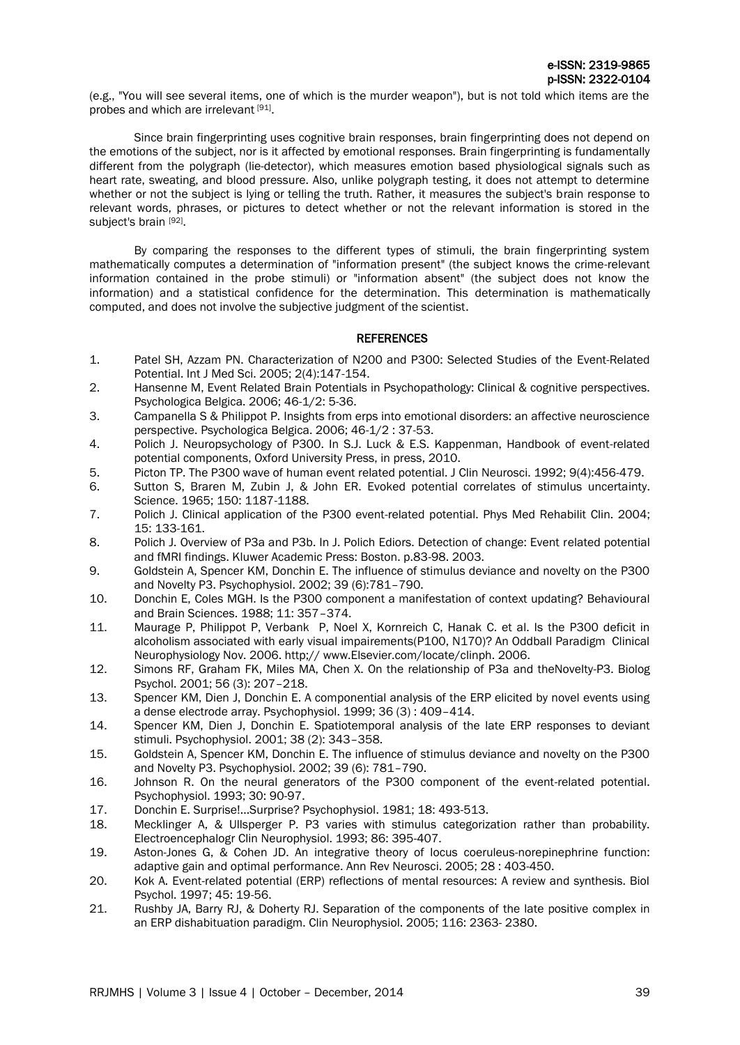(e.g., "You will see several items, one of which is the murder weapon"), but is not told which items are the probes and which are irrelevant [91].

Since brain fingerprinting uses cognitive brain responses, brain fingerprinting does not depend on the emotions of the subject, nor is it affected by emotional responses. Brain fingerprinting is fundamentally different from the polygraph (lie-detector), which measures emotion based physiological signals such as heart rate, sweating, and blood pressure. Also, unlike polygraph testing, it does not attempt to determine whether or not the subject is lying or telling the truth. Rather, it measures the subject's brain response to relevant words, phrases, or pictures to detect whether or not the relevant information is stored in the subject's brain [92].

By comparing the responses to the different types of stimuli, the brain fingerprinting system mathematically computes a determination of "information present" (the subject knows the crime-relevant information contained in the probe stimuli) or "information absent" (the subject does not know the information) and a statistical confidence for the determination. This determination is mathematically computed, and does not involve the subjective judgment of the scientist.

## REFERENCES

1. Patel SH, Azzam PN. Characterization of N200 and P300: Selected Studies of the Event-Related Potential. Int J Med Sci. 2005; 2(4):147-154.
2. Hansenne M, Event Related Brain Potentials in Psychopathology: Clinical & cognitive perspectives. Psychologica Belgica. 2006; 46-1/2: 5-36.
3. Campanella S & Philippot P. Insights from erps into emotional disorders: an affective neuroscience perspective. Psychologica Belgica. 2006; 46-1/2 : 37-53.
4. Polich J. Neuropsychology of P300. In S.J. Luck & E.S. Kappenman, Handbook of event-related potential components, Oxford University Press, in press, 2010.
5. Picton TP. The P300 wave of human event related potential. J Clin Neurosci. 1992; 9(4):456-479.
6. Sutton S, Braren M, Zubin J, & John ER. Evoked potential correlates of stimulus uncertainty. Science. 1965; 150: 1187-1188.
7. Polich J. Clinical application of the P300 event-related potential. Phys Med Rehabilit Clin. 2004; 15: 133-161.
8. Polich J. Overview of P3a and P3b. In J. Polich Ediors. Detection of change: Event related potential and fMRI findings. Kluwer Academic Press: Boston. p.83-98. 2003.
9. Goldstein A, Spencer KM, Donchin E. The influence of stimulus deviance and novelty on the P300 and Novelty P3. Psychophysiol. 2002; 39 (6):781–790.
10. Donchin E, Coles MGH. Is the P300 component a manifestation of context updating? Behavioural and Brain Sciences. 1988; 11: 357–374.
11. Maurage P, Philippot P, Verbank P, Noel X, Kornreich C, Hanak C. et al. Is the P300 deficit in alcoholism associated with early visual impairements(P100, N170)? An Oddball Paradigm Clinical Neurophysiology Nov. 2006. http;// www.Elsevier.com/locate/clinph. 2006.
12. Simons RF, Graham FK, Miles MA, Chen X. On the relationship of P3a and theNovelty-P3. Biolog Psychol. 2001; 56 (3): 207–218.
13. Spencer KM, Dien J, Donchin E. A componential analysis of the ERP elicited by novel events using a dense electrode array. Psychophysiol. 1999; 36 (3) : 409–414.
14. Spencer KM, Dien J, Donchin E. Spatiotemporal analysis of the late ERP responses to deviant stimuli. Psychophysiol. 2001; 38 (2): 343–358.
15. Goldstein A, Spencer KM, Donchin E. The influence of stimulus deviance and novelty on the P300 and Novelty P3. Psychophysiol. 2002; 39 (6): 781–790.
16. Johnson R. On the neural generators of the P300 component of the event-related potential. Psychophysiol. 1993; 30: 90-97.
17. Donchin E. Surprise!...Surprise? Psychophysiol. 1981; 18: 493-513.
18. Mecklinger A, & Ullsperger P. P3 varies with stimulus categorization rather than probability. Electroencephalogr Clin Neurophysiol. 1993; 86: 395-407.
19. Aston-Jones G, & Cohen JD. An integrative theory of locus coeruleus-norepinephrine function: adaptive gain and optimal performance. Ann Rev Neurosci. 2005; 28 : 403-450.
20. Kok A. Event-related potential (ERP) reflections of mental resources: A review and synthesis. Biol Psychol. 1997; 45: 19-56.
21. Rushby JA, Barry RJ, & Doherty RJ. Separation of the components of the late positive complex in an ERP dishabituation paradigm. Clin Neurophysiol. 2005; 116: 2363- 2380.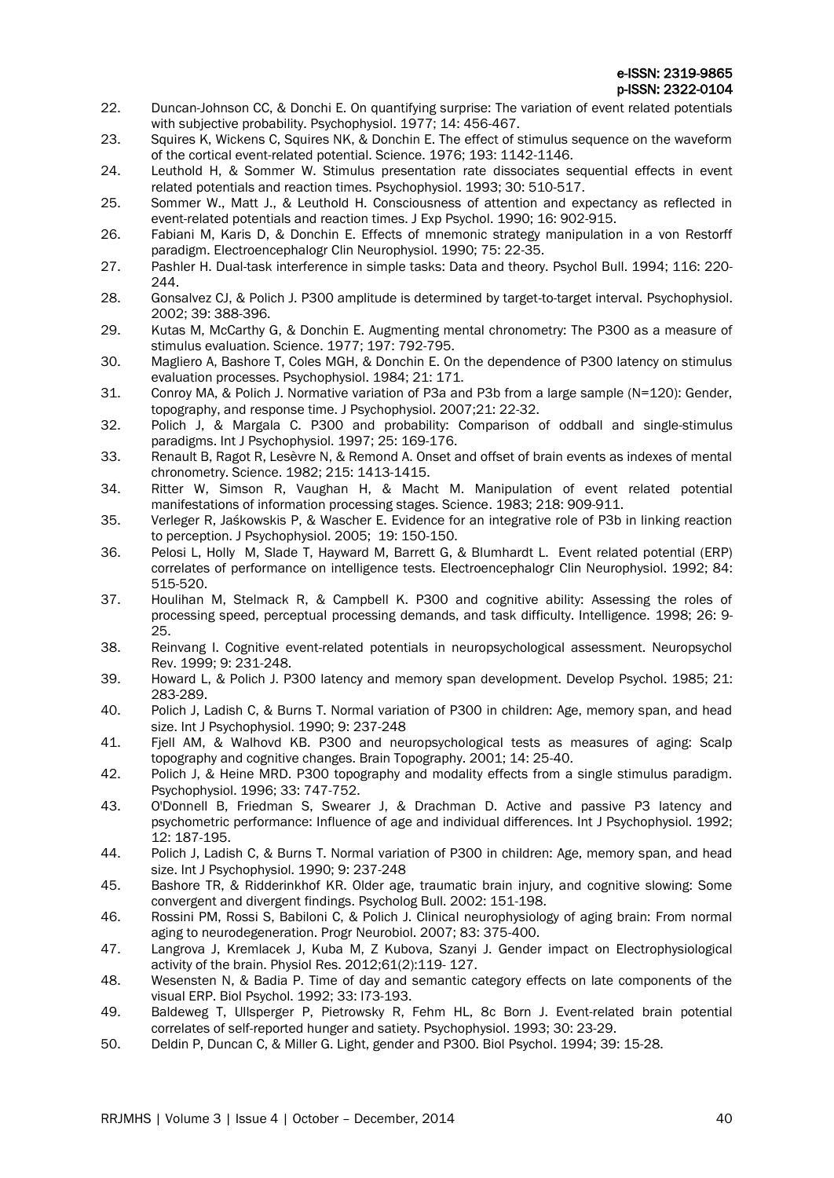22. Duncan-Johnson CC, & Donchi E. On quantifying surprise: The variation of event related potentials with subjective probability. Psychophysiol. 1977; 14: 456-467.
23. Squires K, Wickens C, Squires NK, & Donchin E. The effect of stimulus sequence on the waveform of the cortical event-related potential. Science. 1976; 193: 1142-1146.
24. Leuthold H, & Sommer W. Stimulus presentation rate dissociates sequential effects in event related potentials and reaction times. Psychophysiol. 1993; 30: 510-517.
25. Sommer W., Matt J., & Leuthold H. Consciousness of attention and expectancy as reflected in event-related potentials and reaction times. J Exp Psychol. 1990; 16: 902-915.
26. Fabiani M, Karis D, & Donchin E. Effects of mnemonic strategy manipulation in a von Restorff paradigm. Electroencephalogr Clin Neurophysiol. 1990; 75: 22-35.
27. Pashler H. Dual-task interference in simple tasks: Data and theory. Psychol Bull. 1994; 116: 220-244.
28. Gonsalvez CJ, & Polich J. P300 amplitude is determined by target-to-target interval. Psychophysiol. 2002; 39: 388-396.
29. Kutas M, McCarthy G, & Donchin E. Augmenting mental chronometry: The P300 as a measure of stimulus evaluation. Science. 1977; 197: 792-795.
30. Magliero A, Bashore T, Coles MGH, & Donchin E. On the dependence of P300 latency on stimulus evaluation processes. Psychophysiol. 1984; 21: 171.
31. Conroy MA, & Polich J. Normative variation of P3a and P3b from a large sample (N=120): Gender, topography, and response time. J Psychophysiol. 2007;21: 22-32.
32. Polich J, & Margala C. P300 and probability: Comparison of oddball and single-stimulus paradigms. Int J Psychophysiol. 1997; 25: 169-176.
33. Renault B, Ragot R, Lesèvre N, & Remond A. Onset and offset of brain events as indexes of mental chronometry. Science. 1982; 215: 1413-1415.
34. Ritter W, Simson R, Vaughan H, & Macht M. Manipulation of event related potential manifestations of information processing stages. Science. 1983; 218: 909-911.
35. Verleger R, Jaśkowskis P, & Wascher E. Evidence for an integrative role of P3b in linking reaction to perception. J Psychophysiol. 2005; 19: 150-150.
36. Pelosi L, Holly M, Slade T, Hayward M, Barrett G, & Blumhardt L. Event related potential (ERP) correlates of performance on intelligence tests. Electroencephalogr Clin Neurophysiol. 1992; 84: 515-520.
37. Houlihan M, Stelmack R, & Campbell K. P300 and cognitive ability: Assessing the roles of processing speed, perceptual processing demands, and task difficulty. Intelligence. 1998; 26: 9-25.
38. Reinvang I. Cognitive event-related potentials in neuropsychological assessment. Neuropsychol Rev. 1999; 9: 231-248.
39. Howard L, & Polich J. P300 latency and memory span development. Develop Psychol. 1985; 21: 283-289.
40. Polich J, Ladish C, & Burns T. Normal variation of P300 in children: Age, memory span, and head size. Int J Psychophysiol. 1990; 9: 237-248
41. Fjell AM, & Walhovd KB. P300 and neuropsychological tests as measures of aging: Scalp topography and cognitive changes. Brain Topography. 2001; 14: 25-40.
42. Polich J, & Heine MRD. P300 topography and modality effects from a single stimulus paradigm. Psychophysiol. 1996; 33: 747-752.
43. O'Donnell B, Friedman S, Swearer J, & Drachman D. Active and passive P3 latency and psychometric performance: Influence of age and individual differences. Int J Psychophysiol. 1992; 12: 187-195.
44. Polich J, Ladish C, & Burns T. Normal variation of P300 in children: Age, memory span, and head size. Int J Psychophysiol. 1990; 9: 237-248
45. Bashore TR, & Ridderinkhof KR. Older age, traumatic brain injury, and cognitive slowing: Some convergent and divergent findings. Psycholog Bull. 2002: 151-198.
46. Rossini PM, Rossi S, Babiloni C, & Polich J. Clinical neurophysiology of aging brain: From normal aging to neurodegeneration. Progr Neurobiol. 2007; 83: 375-400.
47. Langrova J, Kremlacek J, Kuba M, Z Kubova, Szanyi J. Gender impact on Electrophysiological activity of the brain. Physiol Res. 2012;61(2):119- 127.
48. Wesensten N, & Badia P. Time of day and semantic category effects on late components of the visual ERP. Biol Psychol. 1992; 33: l73-193.
49. Baldeweg T, Ullsperger P, Pietrowsky R, Fehm HL, 8c Born J. Event-related brain potential correlates of self-reported hunger and satiety. Psychophysiol. 1993; 30: 23-29.
50. Deldin P, Duncan C, & Miller G. Light, gender and P300. Biol Psychol. 1994; 39: 15-28.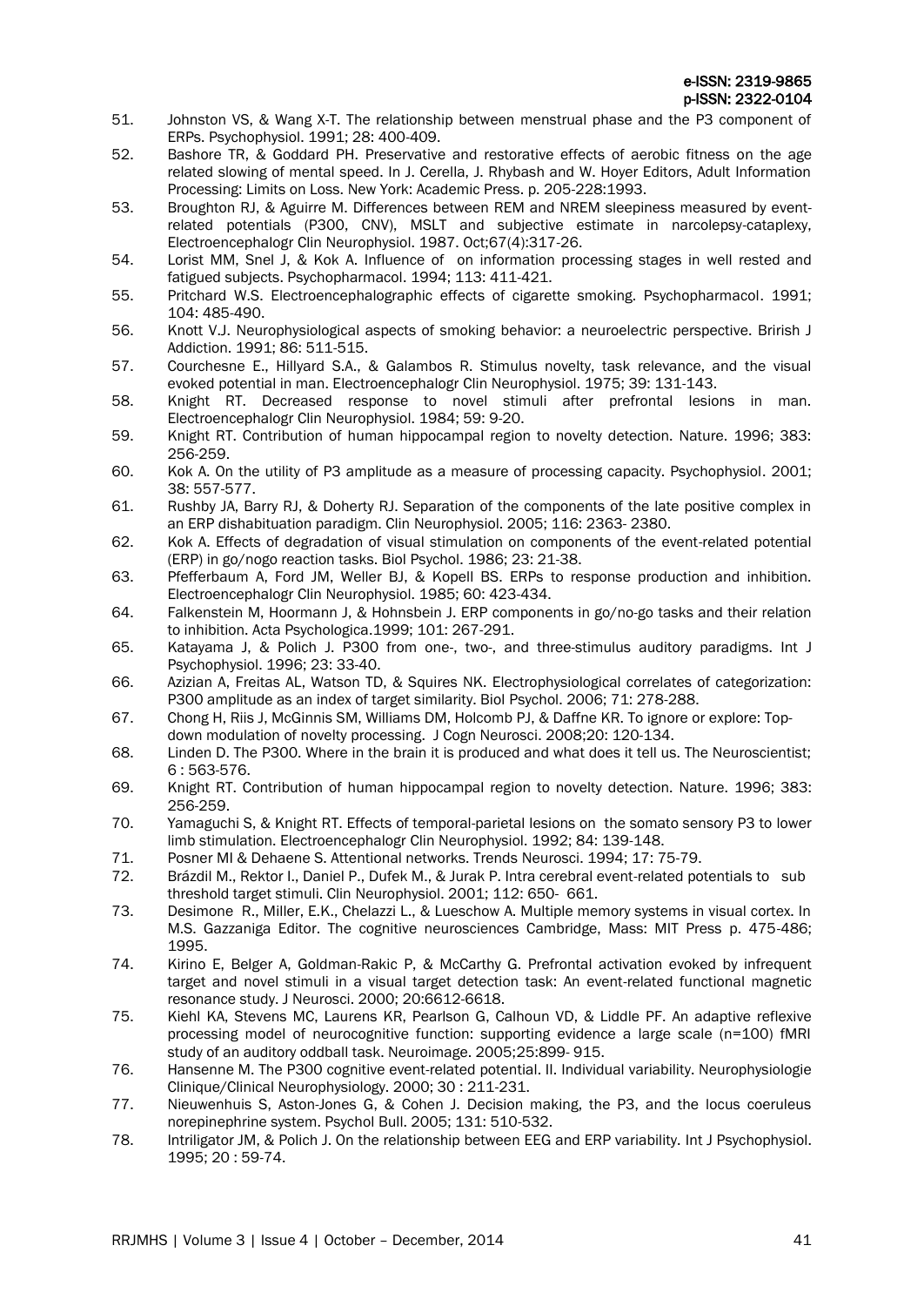51. Johnston VS, & Wang X-T. The relationship between menstrual phase and the P3 component of ERPs. Psychophysiol. 1991; 28: 400-409.
52. Bashore TR, & Goddard PH. Preservative and restorative effects of aerobic fitness on the age related slowing of mental speed. In J. Cerella, J. Rhybash and W. Hoyer Editors, Adult Information Processing: Limits on Loss. New York: Academic Press. p. 205-228:1993.
53. Broughton RJ, & Aguirre M. Differences between REM and NREM sleepiness measured by event-related potentials (P300, CNV), MSLT and subjective estimate in narcolepsy-cataplexy, Electroencephalogr Clin Neurophysiol. 1987. Oct;67(4):317-26.
54. Lorist MM, Snel J, & Kok A. Influence of on information processing stages in well rested and fatigued subjects. Psychopharmacol. 1994; 113: 411-421.
55. Pritchard W.S. Electroencephalographic effects of cigarette smoking. Psychopharmacol. 1991; 104: 485-490.
56. Knott V.J. Neurophysiological aspects of smoking behavior: a neuroelectric perspective. Brirish J Addiction. 1991; 86: 511-515.
57. Courchesne E., Hillyard S.A., & Galambos R. Stimulus novelty, task relevance, and the visual evoked potential in man. Electroencephalogr Clin Neurophysiol. 1975; 39: 131-143.
58. Knight RT. Decreased response to novel stimuli after prefrontal lesions in man. Electroencephalogr Clin Neurophysiol. 1984; 59: 9-20.
59. Knight RT. Contribution of human hippocampal region to novelty detection. Nature. 1996; 383: 256-259.
60. Kok A. On the utility of P3 amplitude as a measure of processing capacity. Psychophysiol. 2001; 38: 557-577.
61. Rushby JA, Barry RJ, & Doherty RJ. Separation of the components of the late positive complex in an ERP dishabituation paradigm. Clin Neurophysiol. 2005; 116: 2363- 2380.
62. Kok A. Effects of degradation of visual stimulation on components of the event-related potential (ERP) in go/nogo reaction tasks. Biol Psychol. 1986; 23: 21-38.
63. Pfefferbaum A, Ford JM, Weller BJ, & Kopell BS. ERPs to response production and inhibition. Electroencephalogr Clin Neurophysiol. 1985; 60: 423-434.
64. Falkenstein M, Hoormann J, & Hohnsbein J. ERP components in go/no-go tasks and their relation to inhibition. Acta Psychologica.1999; 101: 267-291.
65. Katayama J, & Polich J. P300 from one-, two-, and three-stimulus auditory paradigms. Int J Psychophysiol. 1996; 23: 33-40.
66. Azizian A, Freitas AL, Watson TD, & Squires NK. Electrophysiological correlates of categorization: P300 amplitude as an index of target similarity. Biol Psychol. 2006; 71: 278-288.
67. Chong H, Riis J, McGinnis SM, Williams DM, Holcomb PJ, & Daffne KR. To ignore or explore: Top-down modulation of novelty processing. J Cogn Neurosci. 2008;20: 120-134.
68. Linden D. The P300. Where in the brain it is produced and what does it tell us. The Neuroscientist; 6 : 563-576.
69. Knight RT. Contribution of human hippocampal region to novelty detection. Nature. 1996; 383: 256-259.
70. Yamaguchi S, & Knight RT. Effects of temporal-parietal lesions on the somato sensory P3 to lower limb stimulation. Electroencephalogr Clin Neurophysiol. 1992; 84: 139-148.
71. Posner MI & Dehaene S. Attentional networks. Trends Neurosci. 1994; 17: 75-79.
72. Brázdil M., Rektor I., Daniel P., Dufek M., & Jurak P. Intra cerebral event-related potentials to sub threshold target stimuli. Clin Neurophysiol. 2001; 112: 650- 661.
73. Desimone R., Miller, E.K., Chelazzi L., & Lueschow A. Multiple memory systems in visual cortex. In M.S. Gazzaniga Editor. The cognitive neurosciences Cambridge, Mass: MIT Press p. 475-486; 1995.
74. Kirino E, Belger A, Goldman-Rakic P, & McCarthy G. Prefrontal activation evoked by infrequent target and novel stimuli in a visual target detection task: An event-related functional magnetic resonance study. J Neurosci. 2000; 20:6612-6618.
75. Kiehl KA, Stevens MC, Laurens KR, Pearlson G, Calhoun VD, & Liddle PF. An adaptive reflexive processing model of neurocognitive function: supporting evidence a large scale (n=100) fMRI study of an auditory oddball task. Neuroimage. 2005;25:899- 915.
76. Hansenne M. The P300 cognitive event-related potential. II. Individual variability. Neurophysiologie Clinique/Clinical Neurophysiology. 2000; 30 : 211-231.
77. Nieuwenhuis S, Aston-Jones G, & Cohen J. Decision making, the P3, and the locus coeruleus norepinephrine system. Psychol Bull. 2005; 131: 510-532.
78. Intriligator JM, & Polich J. On the relationship between EEG and ERP variability. Int J Psychophysiol. 1995; 20 : 59-74.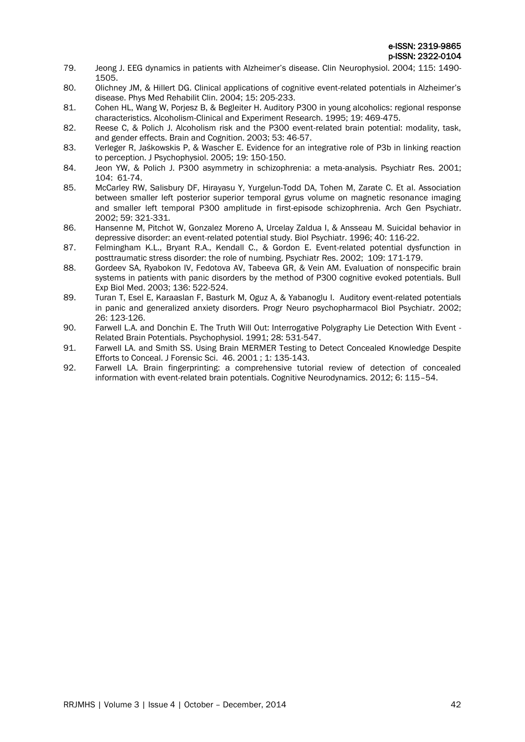79. Jeong J. EEG dynamics in patients with Alzheimer's disease. Clin Neurophysiol. 2004; 115: 1490-1505.
80. Olichney JM, & Hillert DG. Clinical applications of cognitive event-related potentials in Alzheimer's disease. Phys Med Rehabilit Clin. 2004; 15: 205-233.
81. Cohen HL, Wang W, Porjesz B, & Begleiter H. Auditory P300 in young alcoholics: regional response characteristics. Alcoholism-Clinical and Experiment Research. 1995; 19: 469-475.
82. Reese C, & Polich J. Alcoholism risk and the P300 event-related brain potential: modality, task, and gender effects. Brain and Cognition. 2003; 53: 46-57.
83. Verleger R, Jaśkowskis P, & Wascher E. Evidence for an integrative role of P3b in linking reaction to perception. J Psychophysiol. 2005; 19: 150-150.
84. Jeon YW, & Polich J. P300 asymmetry in schizophrenia: a meta-analysis. Psychiatr Res. 2001; 104: 61-74.
85. McCarley RW, Salisbury DF, Hirayasu Y, Yurgelun-Todd DA, Tohen M, Zarate C. Et al. Association between smaller left posterior superior temporal gyrus volume on magnetic resonance imaging and smaller left temporal P300 amplitude in first-episode schizophrenia. Arch Gen Psychiatr. 2002; 59: 321-331.
86. Hansenne M, Pitchot W, Gonzalez Moreno A, Urcelay Zaldua I, & Ansseau M. Suicidal behavior in depressive disorder: an event-related potential study. Biol Psychiatr. 1996; 40: 116-22.
87. Felmingham K.L., Bryant R.A., Kendall C., & Gordon E. Event-related potential dysfunction in posttraumatic stress disorder: the role of numbing. Psychiatr Res. 2002; 109: 171-179.
88. Gordeev SA, Ryabokon IV, Fedotova AV, Tabeeva GR, & Vein AM. Evaluation of nonspecific brain systems in patients with panic disorders by the method of P300 cognitive evoked potentials. Bull Exp Biol Med. 2003; 136: 522-524.
89. Turan T, Esel E, Karaaslan F, Basturk M, Oguz A, & Yabanoglu I. Auditory event-related potentials in panic and generalized anxiety disorders. Progr Neuro psychopharmacol Biol Psychiatr. 2002; 26: 123-126.
90. Farwell L.A. and Donchin E. The Truth Will Out: Interrogative Polygraphy Lie Detection With Event - Related Brain Potentials. Psychophysiol. 1991; 28: 531-547.
91. Farwell LA. and Smith SS. Using Brain MERMER Testing to Detect Concealed Knowledge Despite Efforts to Conceal. J Forensic Sci. 46. 2001 ; 1: 135-143.
92. Farwell LA. Brain fingerprinting: a comprehensive tutorial review of detection of concealed information with event-related brain potentials. Cognitive Neurodynamics. 2012; 6: 115–54.